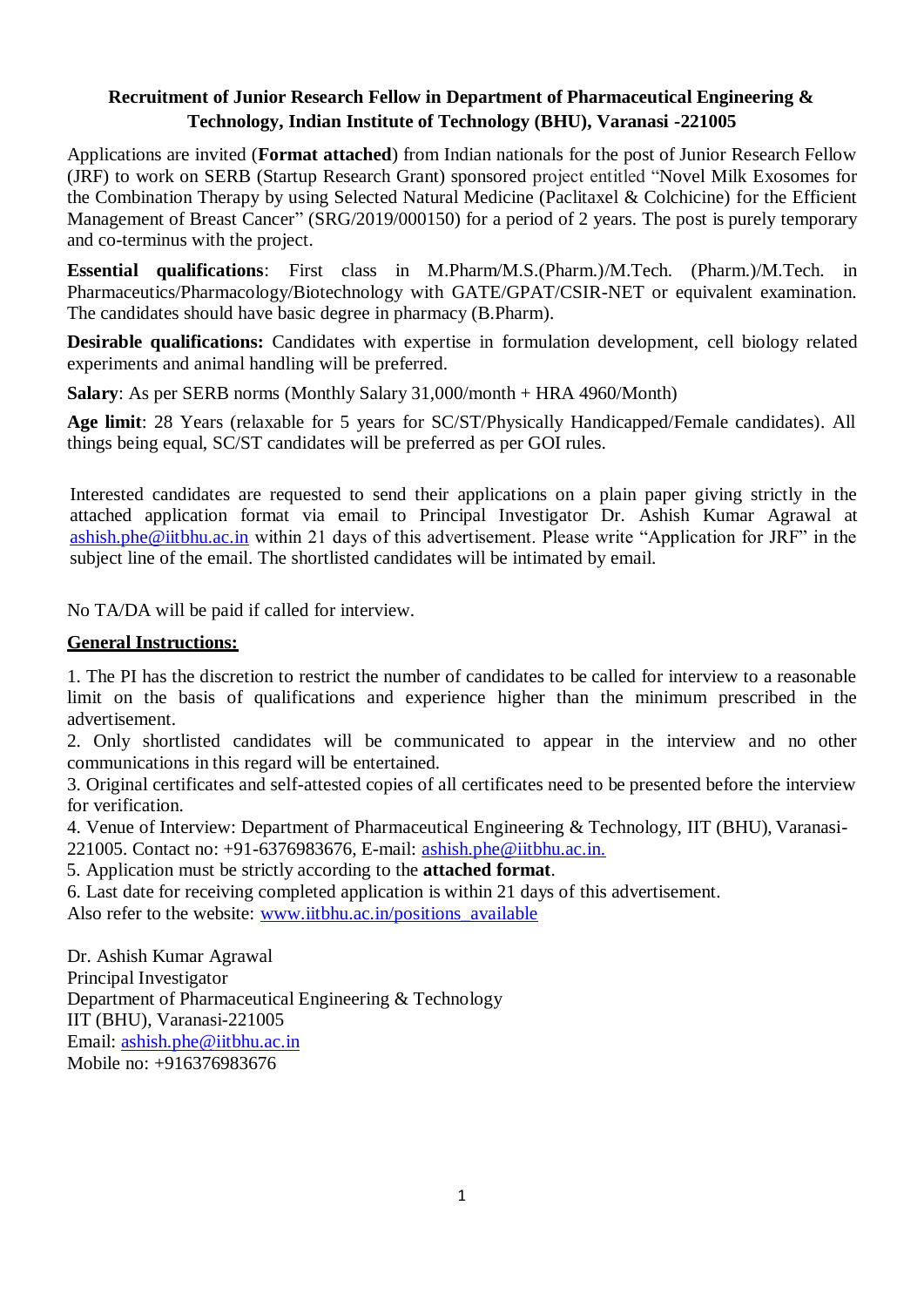**Recruitment of Junior Research Fellow in Department of Pharmaceutical Engineering & Technology, Indian Institute of Technology (BHU), Varanasi -221005**

Applications are invited (**Format attached**) from Indian nationals for the post of Junior Research Fellow (JRF) to work on SERB (Startup Research Grant) sponsored project entitled "Novel Milk Exosomes for the Combination Therapy by using Selected Natural Medicine (Paclitaxel & Colchicine) for the Efficient Management of Breast Cancer" (SRG/2019/000150) for a period of 2 years. The post is purely temporary and co-terminus with the project.

**Essential qualifications**: First class in M.Pharm/M.S.(Pharm.)/M.Tech. (Pharm.)/M.Tech. in Pharmaceutics/Pharmacology/Biotechnology with GATE/GPAT/CSIR-NET or equivalent examination. The candidates should have basic degree in pharmacy (B.Pharm).

**Desirable qualifications:** Candidates with expertise in formulation development, cell biology related experiments and animal handling will be preferred.

**Salary**: As per SERB norms (Monthly Salary 31,000/month + HRA 4960/Month)

**Age limit**: 28 Years (relaxable for 5 years for SC/ST/Physically Handicapped/Female candidates). All things being equal, SC/ST candidates will be preferred as per GOI rules.

Interested candidates are requested to send their applications on a plain paper giving strictly in the attached application format via email to Principal Investigator Dr. Ashish Kumar Agrawal at ashish.phe@iitbhu.ac.in within 21 days of this advertisement. Please write "Application for JRF" in the subject line of the email. The shortlisted candidates will be intimated by email.

No TA/DA will be paid if called for interview.

**General Instructions:**

1. The PI has the discretion to restrict the number of candidates to be called for interview to a reasonable limit on the basis of qualifications and experience higher than the minimum prescribed in the advertisement.
2. Only shortlisted candidates will be communicated to appear in the interview and no other communications in this regard will be entertained.
3. Original certificates and self-attested copies of all certificates need to be presented before the interview for verification.
4. Venue of Interview: Department of Pharmaceutical Engineering & Technology, IIT (BHU), Varanasi-221005. Contact no: +91-6376983676, E-mail: ashish.phe@iitbhu.ac.in.
5. Application must be strictly according to the **attached format**.
6. Last date for receiving completed application is within 21 days of this advertisement.

Also refer to the website: www.iitbhu.ac.in/positions_available

Dr. Ashish Kumar Agrawal
Principal Investigator
Department of Pharmaceutical Engineering & Technology
IIT (BHU), Varanasi-221005
Email: ashish.phe@iitbhu.ac.in
Mobile no: +916376983676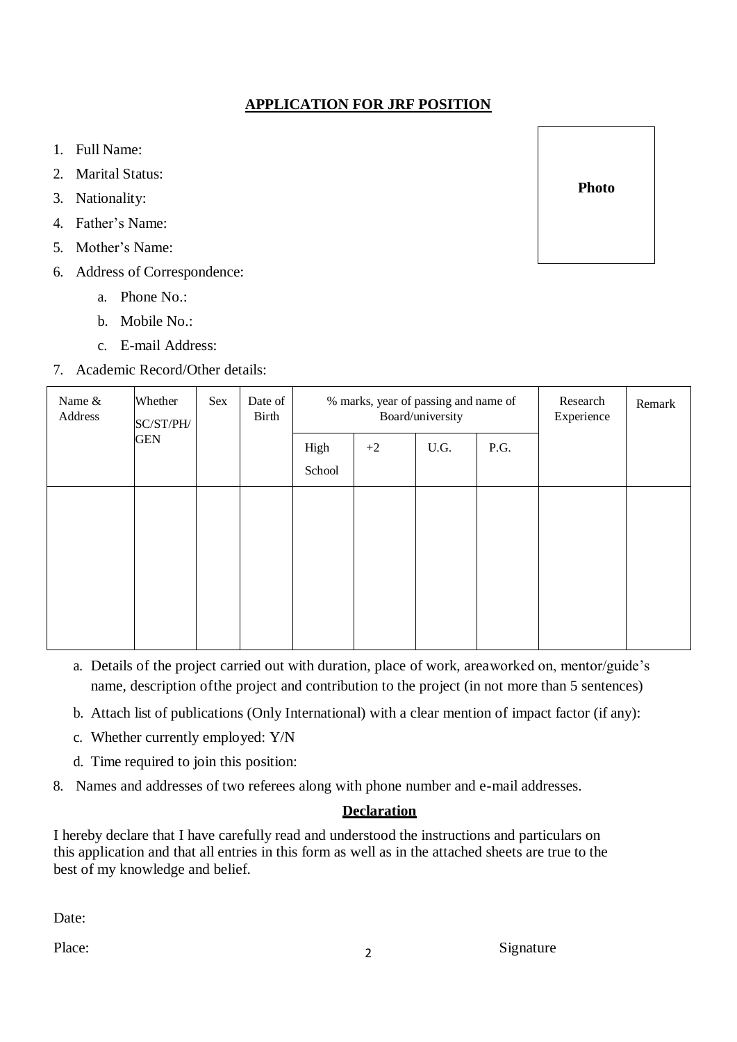## APPLICATION FOR JRF POSITION

Photo

1. Full Name:
2. Marital Status:
3. Nationality:
4. Father's Name:
5. Mother's Name:
6. Address of Correspondence:
   a. Phone No.:
   b. Mobile No.:
   c. E-mail Address:
7. Academic Record/Other details:

| Name & Address | Whether SC/ST/PH/ GEN | Sex | Date of Birth | % marks, year of passing and name of Board/university | | | | Research Experience | Remark |
|---|---|---|---|---|---|---|---|---|---|
| | | | | High School | +2 | U.G. | P.G. | | |
| | | | | | | | | | |

   a. Details of the project carried out with duration, place of work, areaworked on, mentor/guide's name, description ofthe project and contribution to the project (in not more than 5 sentences)
   b. Attach list of publications (Only International) with a clear mention of impact factor (if any):
   c. Whether currently employed: Y/N
   d. Time required to join this position:
8. Names and addresses of two referees along with phone number and e-mail addresses.

**Declaration**

I hereby declare that I have carefully read and understood the instructions and particulars on this application and that all entries in this form as well as in the attached sheets are true to the best of my knowledge and belief.

Date:

Place:

Signature